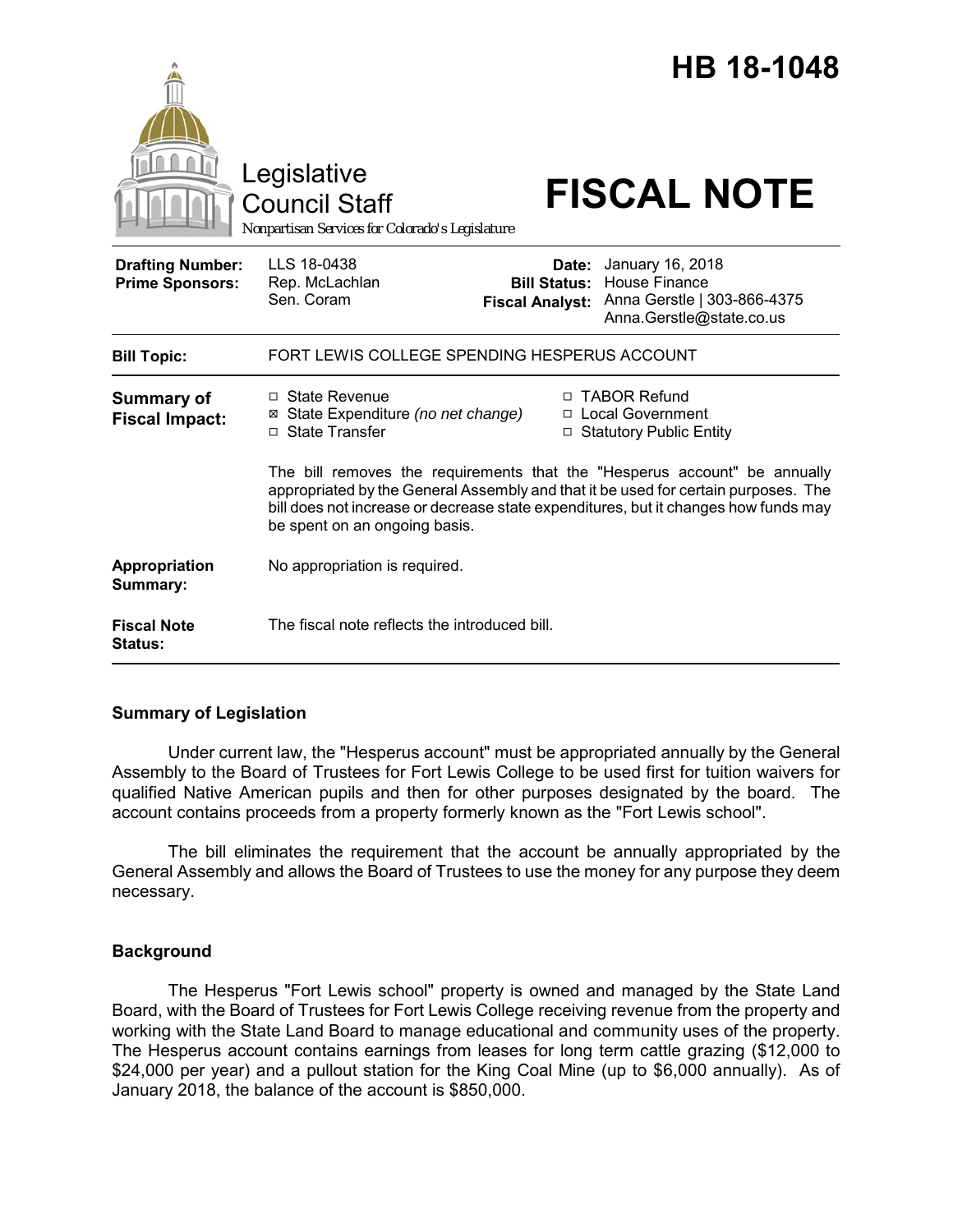# HB 18-1048

Legislative Council Staff

Nonpartisan Services for Colorado's Legislature

# FISCAL NOTE

| | | | |
|---|---|---|---|
| **Drafting Number:** | LLS 18-0438 | **Date:** | January 16, 2018 |
| **Prime Sponsors:** | Rep. McLachlan<br>Sen. Coram | **Bill Status:** | House Finance |
| | | **Fiscal Analyst:** | Anna Gerstle \| 303-866-4375<br>Anna.Gerstle@state.co.us |

**Bill Topic:** FORT LEWIS COLLEGE SPENDING HESPERUS ACCOUNT

**Summary of Fiscal Impact:**

- ☐ State Revenue
- ☒ State Expenditure *(no net change)*
- ☐ State Transfer
- ☐ TABOR Refund
- ☐ Local Government
- ☐ Statutory Public Entity

The bill removes the requirements that the "Hesperus account" be annually appropriated by the General Assembly and that it be used for certain purposes. The bill does not increase or decrease state expenditures, but it changes how funds may be spent on an ongoing basis.

**Appropriation Summary:** No appropriation is required.

**Fiscal Note Status:** The fiscal note reflects the introduced bill.

## Summary of Legislation

Under current law, the "Hesperus account" must be appropriated annually by the General Assembly to the Board of Trustees for Fort Lewis College to be used first for tuition waivers for qualified Native American pupils and then for other purposes designated by the board. The account contains proceeds from a property formerly known as the "Fort Lewis school".

The bill eliminates the requirement that the account be annually appropriated by the General Assembly and allows the Board of Trustees to use the money for any purpose they deem necessary.

## Background

The Hesperus "Fort Lewis school" property is owned and managed by the State Land Board, with the Board of Trustees for Fort Lewis College receiving revenue from the property and working with the State Land Board to manage educational and community uses of the property. The Hesperus account contains earnings from leases for long term cattle grazing ($12,000 to $24,000 per year) and a pullout station for the King Coal Mine (up to $6,000 annually). As of January 2018, the balance of the account is $850,000.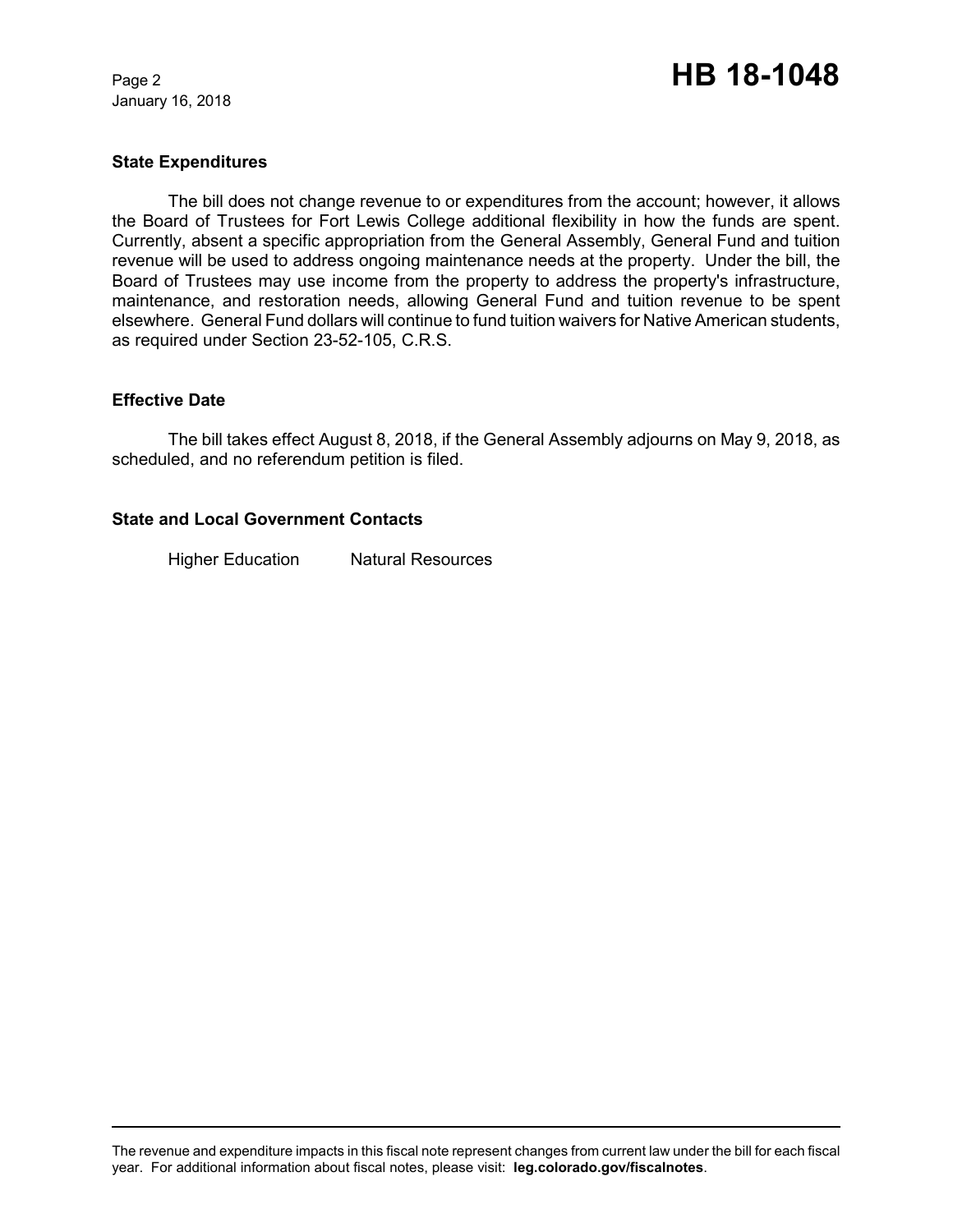### State Expenditures

The bill does not change revenue to or expenditures from the account; however, it allows the Board of Trustees for Fort Lewis College additional flexibility in how the funds are spent. Currently, absent a specific appropriation from the General Assembly, General Fund and tuition revenue will be used to address ongoing maintenance needs at the property. Under the bill, the Board of Trustees may use income from the property to address the property's infrastructure, maintenance, and restoration needs, allowing General Fund and tuition revenue to be spent elsewhere. General Fund dollars will continue to fund tuition waivers for Native American students, as required under Section 23-52-105, C.R.S.

### Effective Date

The bill takes effect August 8, 2018, if the General Assembly adjourns on May 9, 2018, as scheduled, and no referendum petition is filed.

### State and Local Government Contacts

Higher Education　　Natural Resources

The revenue and expenditure impacts in this fiscal note represent changes from current law under the bill for each fiscal year. For additional information about fiscal notes, please visit: **leg.colorado.gov/fiscalnotes**.